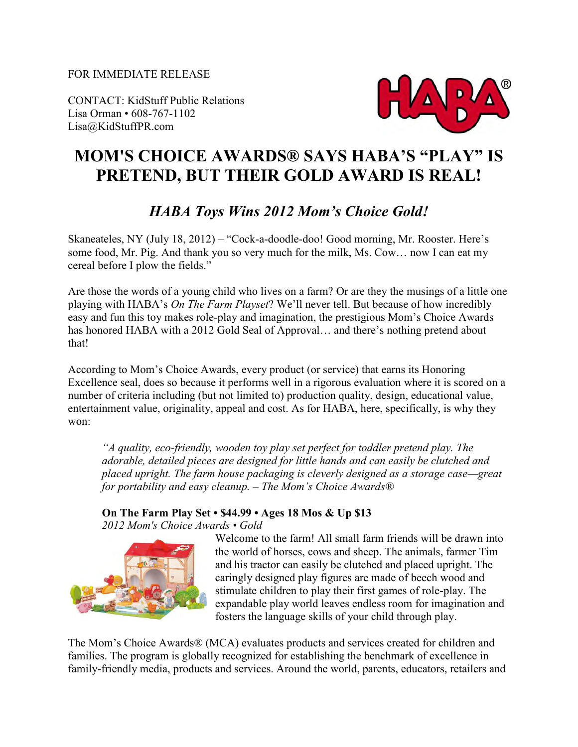FOR IMMEDIATE RELEASE

CONTACT: KidStuff Public Relations
Lisa Orman • 608-767-1102
Lisa@KidStuffPR.com

# MOM'S CHOICE AWARDS® SAYS HABA'S "PLAY" IS PRETEND, BUT THEIR GOLD AWARD IS REAL!

## *HABA Toys Wins 2012 Mom's Choice Gold!*

Skaneateles, NY (July 18, 2012) – "Cock-a-doodle-doo! Good morning, Mr. Rooster. Here's some food, Mr. Pig. And thank you so very much for the milk, Ms. Cow… now I can eat my cereal before I plow the fields."

Are those the words of a young child who lives on a farm? Or are they the musings of a little one playing with HABA's *On The Farm Playset*? We'll never tell. But because of how incredibly easy and fun this toy makes role-play and imagination, the prestigious Mom's Choice Awards has honored HABA with a 2012 Gold Seal of Approval… and there's nothing pretend about that!

According to Mom's Choice Awards, every product (or service) that earns its Honoring Excellence seal, does so because it performs well in a rigorous evaluation where it is scored on a number of criteria including (but not limited to) production quality, design, educational value, entertainment value, originality, appeal and cost. As for HABA, here, specifically, is why they won:

> *"A quality, eco-friendly, wooden toy play set perfect for toddler pretend play. The adorable, detailed pieces are designed for little hands and can easily be clutched and placed upright. The farm house packaging is cleverly designed as a storage case—great for portability and easy cleanup. – The Mom's Choice Awards®*

**On The Farm Play Set • $44.99 • Ages 18 Mos & Up $13**
*2012 Mom's Choice Awards • Gold*

Welcome to the farm! All small farm friends will be drawn into the world of horses, cows and sheep. The animals, farmer Tim and his tractor can easily be clutched and placed upright. The caringly designed play figures are made of beech wood and stimulate children to play their first games of role-play. The expandable play world leaves endless room for imagination and fosters the language skills of your child through play.

The Mom's Choice Awards® (MCA) evaluates products and services created for children and families. The program is globally recognized for establishing the benchmark of excellence in family-friendly media, products and services. Around the world, parents, educators, retailers and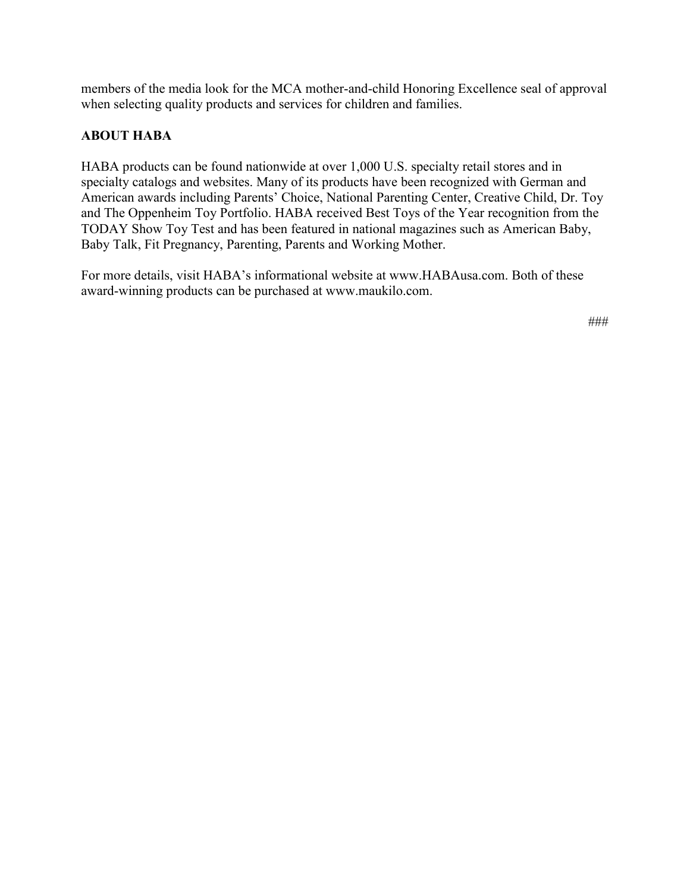members of the media look for the MCA mother-and-child Honoring Excellence seal of approval when selecting quality products and services for children and families.

**ABOUT HABA**

HABA products can be found nationwide at over 1,000 U.S. specialty retail stores and in specialty catalogs and websites. Many of its products have been recognized with German and American awards including Parents' Choice, National Parenting Center, Creative Child, Dr. Toy and The Oppenheim Toy Portfolio. HABA received Best Toys of the Year recognition from the TODAY Show Toy Test and has been featured in national magazines such as American Baby, Baby Talk, Fit Pregnancy, Parenting, Parents and Working Mother.

For more details, visit HABA's informational website at www.HABAusa.com. Both of these award-winning products can be purchased at www.maukilo.com.

###